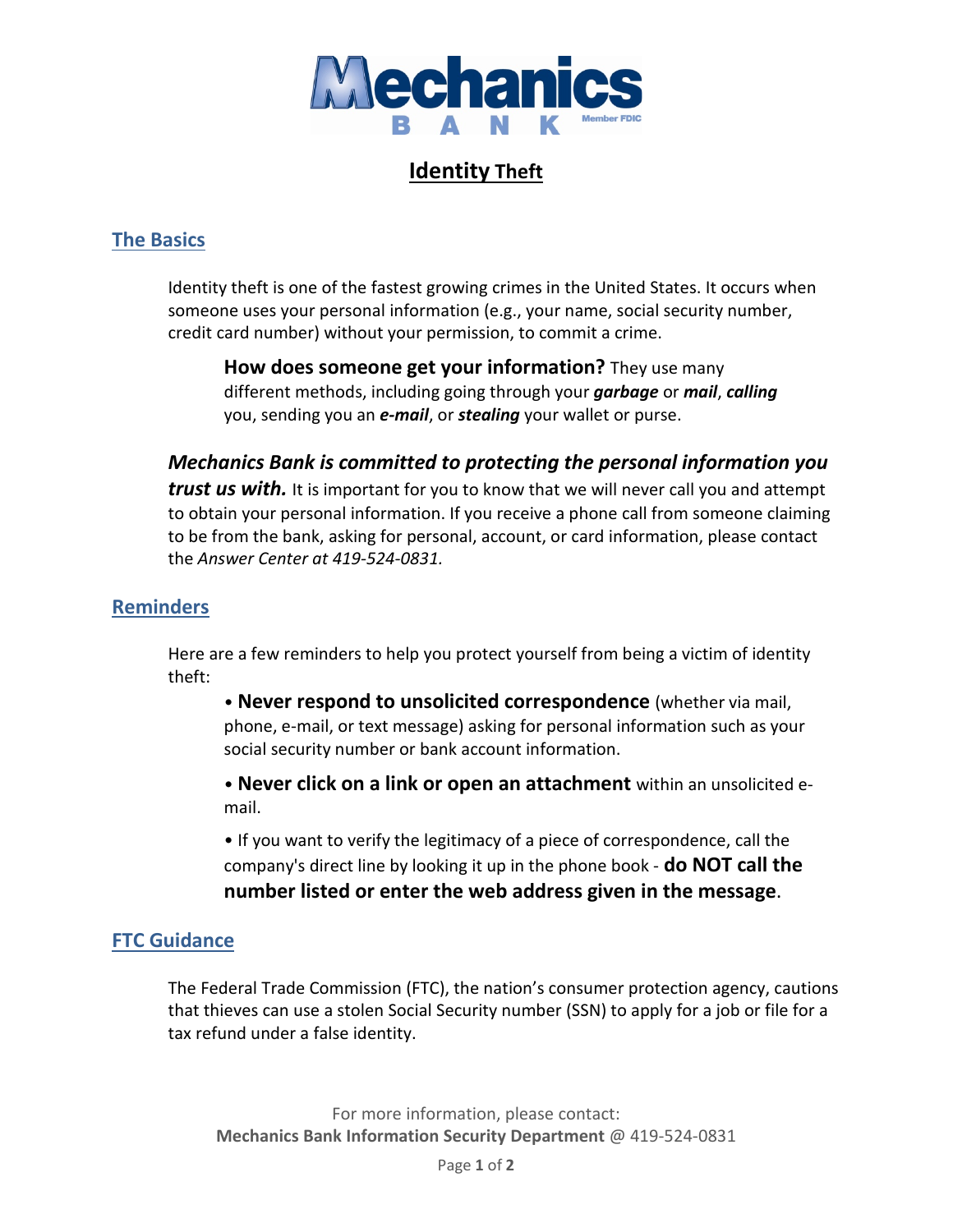# Mechanics BANK

Member FDIC

# Identity Theft

## The Basics

Identity theft is one of the fastest growing crimes in the United States. It occurs when someone uses your personal information (e.g., your name, social security number, credit card number) without your permission, to commit a crime.

**How does someone get your information?** They use many different methods, including going through your ***garbage*** or ***mail***, ***calling*** you, sending you an ***e-mail***, or ***stealing*** your wallet or purse.

***Mechanics Bank is committed to protecting the personal information you trust us with.*** It is important for you to know that we will never call you and attempt to obtain your personal information. If you receive a phone call from someone claiming to be from the bank, asking for personal, account, or card information, please contact the *Answer Center at 419-524-0831.*

## Reminders

Here are a few reminders to help you protect yourself from being a victim of identity theft:

- **Never respond to unsolicited correspondence** (whether via mail, phone, e-mail, or text message) asking for personal information such as your social security number or bank account information.
- **Never click on a link or open an attachment** within an unsolicited e-mail.
- If you want to verify the legitimacy of a piece of correspondence, call the company's direct line by looking it up in the phone book - **do NOT call the number listed or enter the web address given in the message**.

## FTC Guidance

The Federal Trade Commission (FTC), the nation's consumer protection agency, cautions that thieves can use a stolen Social Security number (SSN) to apply for a job or file for a tax refund under a false identity.

For more information, please contact:
**Mechanics Bank Information Security Department** @ 419-524-0831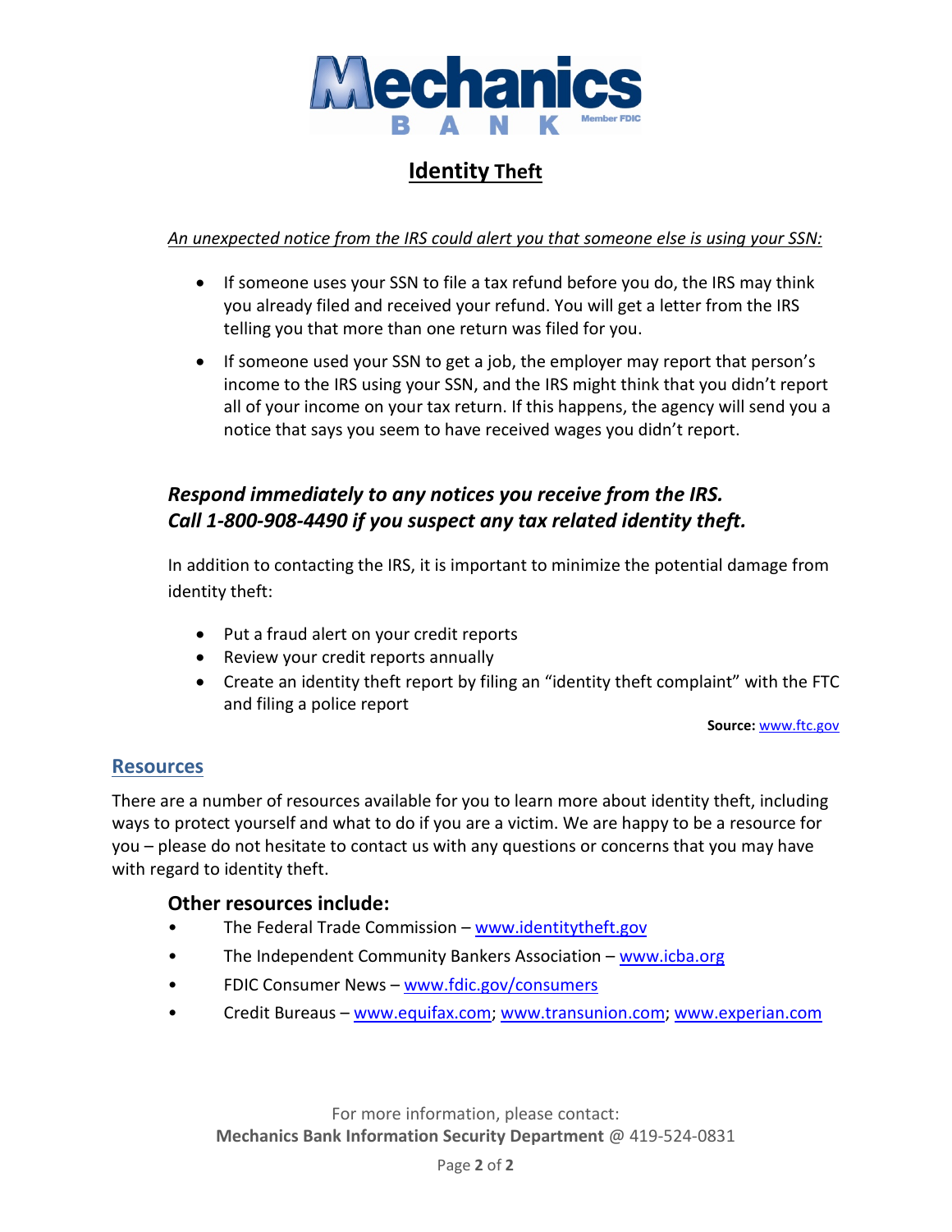Mechanics BANK Member FDIC

# Identity Theft

*An unexpected notice from the IRS could alert you that someone else is using your SSN:*

- If someone uses your SSN to file a tax refund before you do, the IRS may think you already filed and received your refund. You will get a letter from the IRS telling you that more than one return was filed for you.
- If someone used your SSN to get a job, the employer may report that person's income to the IRS using your SSN, and the IRS might think that you didn't report all of your income on your tax return. If this happens, the agency will send you a notice that says you seem to have received wages you didn't report.

***Respond immediately to any notices you receive from the IRS.***
***Call 1-800-908-4490 if you suspect any tax related identity theft.***

In addition to contacting the IRS, it is important to minimize the potential damage from identity theft:

- Put a fraud alert on your credit reports
- Review your credit reports annually
- Create an identity theft report by filing an "identity theft complaint" with the FTC and filing a police report

**Source:** www.ftc.gov

## Resources

There are a number of resources available for you to learn more about identity theft, including ways to protect yourself and what to do if you are a victim. We are happy to be a resource for you – please do not hesitate to contact us with any questions or concerns that you may have with regard to identity theft.

### Other resources include:

- The Federal Trade Commission – www.identitytheft.gov
- The Independent Community Bankers Association – www.icba.org
- FDIC Consumer News – www.fdic.gov/consumers
- Credit Bureaus – www.equifax.com; www.transunion.com; www.experian.com

For more information, please contact:
**Mechanics Bank Information Security Department** @ 419-524-0831